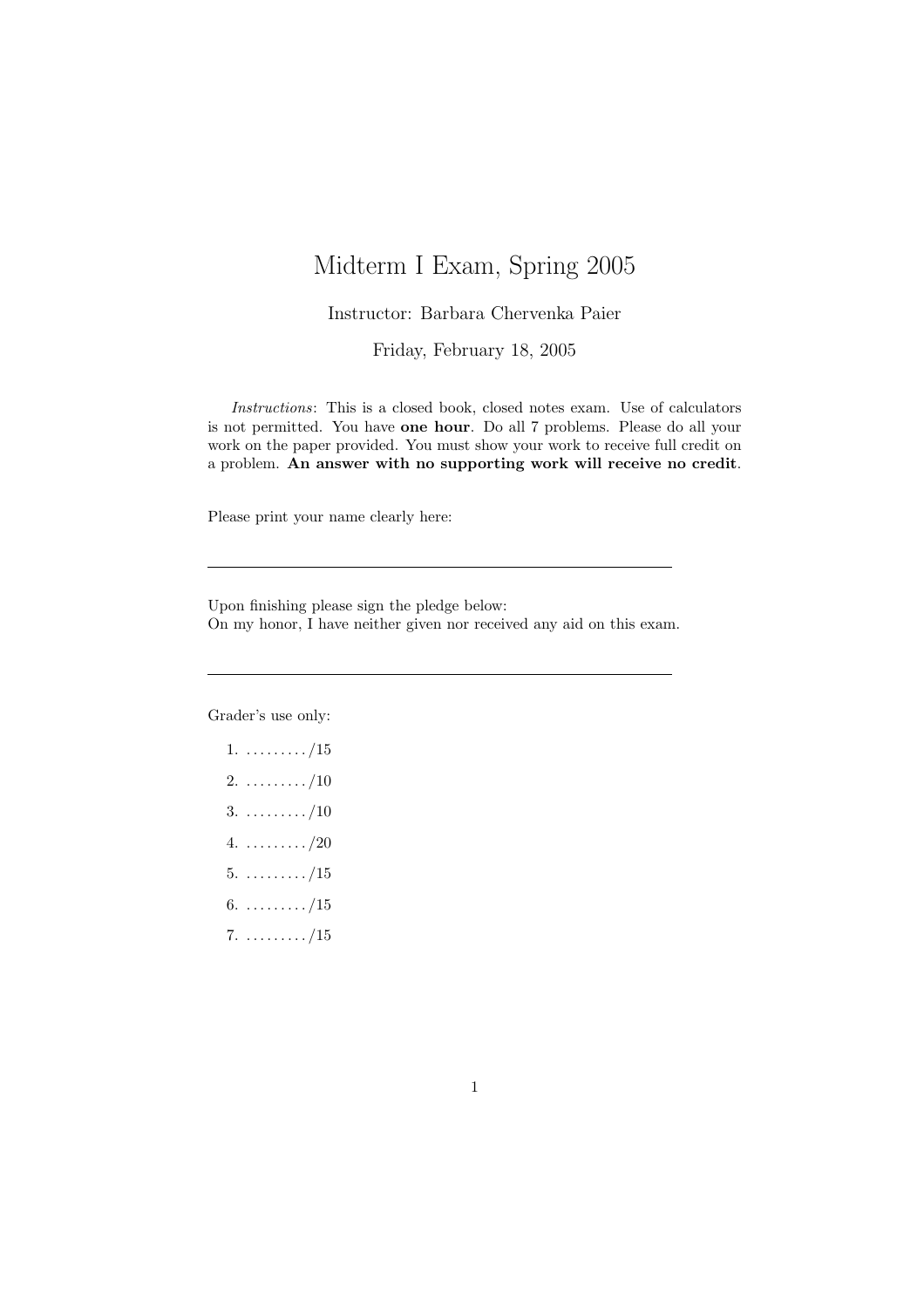# Midterm I Exam, Spring 2005

Instructor: Barbara Chervenka Paier

Friday, February 18, 2005

*Instructions*: This is a closed book, closed notes exam. Use of calculators is not permitted. You have **one hour**. Do all 7 problems. Please do all your work on the paper provided. You must show your work to receive full credit on a problem. **An answer with no supporting work will receive no credit**.

Please print your name clearly here:

\_\_\_\_\_\_\_\_\_\_\_\_\_\_\_\_\_\_\_\_\_\_\_\_\_\_\_\_\_\_\_\_\_\_\_\_\_\_\_\_

Upon finishing please sign the pledge below:
On my honor, I have neither given nor received any aid on this exam.

\_\_\_\_\_\_\_\_\_\_\_\_\_\_\_\_\_\_\_\_\_\_\_\_\_\_\_\_\_\_\_\_\_\_\_\_\_\_\_\_

Grader's use only:

1. ........./15
2. ........./10
3. ........./10
4. ........./20
5. ........./15
6. ........./15
7. ........./15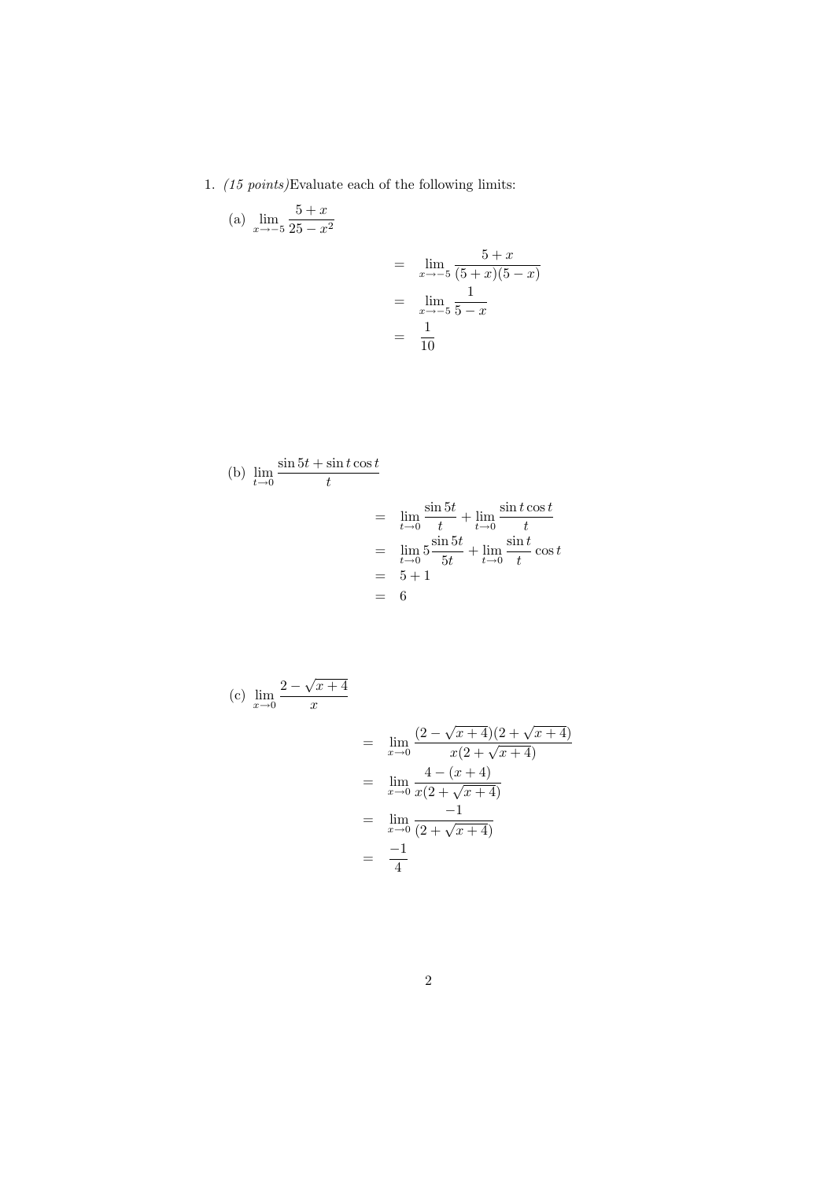1. *(15 points)*Evaluate each of the following limits:

(a) $\lim_{x \to -5} \dfrac{5+x}{25-x^2}$

$$
\begin{aligned}
&= \lim_{x \to -5} \frac{5+x}{(5+x)(5-x)} \\
&= \lim_{x \to -5} \frac{1}{5-x} \\
&= \frac{1}{10}
\end{aligned}
$$

(b) $\lim_{t \to 0} \dfrac{\sin 5t + \sin t \cos t}{t}$

$$
\begin{aligned}
&= \lim_{t \to 0} \frac{\sin 5t}{t} + \lim_{t \to 0} \frac{\sin t \cos t}{t} \\
&= \lim_{t \to 0} 5 \frac{\sin 5t}{5t} + \lim_{t \to 0} \frac{\sin t}{t} \cos t \\
&= 5 + 1 \\
&= 6
\end{aligned}
$$

(c) $\lim_{x \to 0} \dfrac{2 - \sqrt{x+4}}{x}$

$$
\begin{aligned}
&= \lim_{x \to 0} \frac{(2 - \sqrt{x+4})(2 + \sqrt{x+4})}{x(2 + \sqrt{x+4})} \\
&= \lim_{x \to 0} \frac{4 - (x+4)}{x(2 + \sqrt{x+4})} \\
&= \lim_{x \to 0} \frac{-1}{(2 + \sqrt{x+4})} \\
&= \frac{-1}{4}
\end{aligned}
$$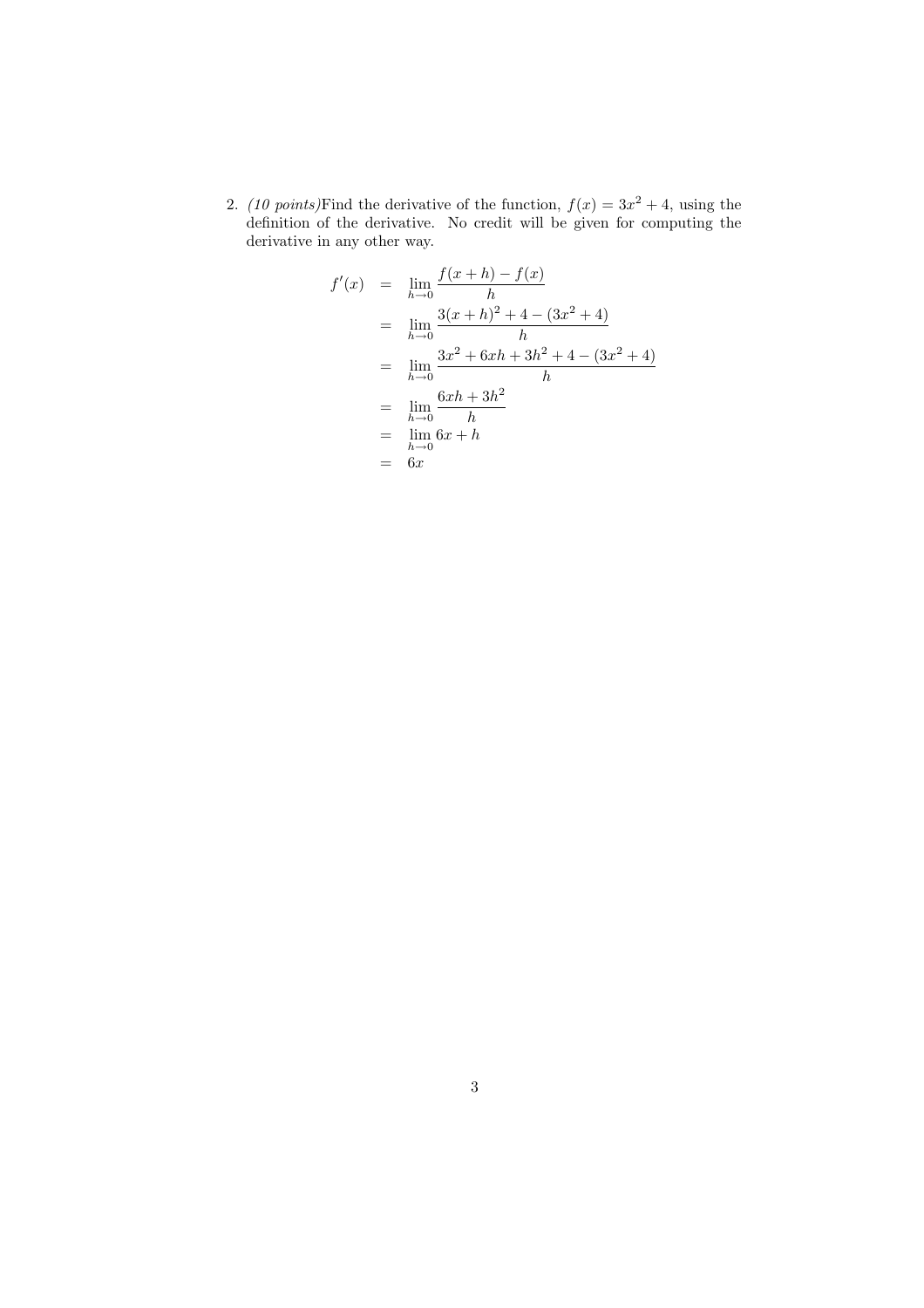2. *(10 points)*Find the derivative of the function, $f(x) = 3x^2 + 4$, using the definition of the derivative. No credit will be given for computing the derivative in any other way.

$$
\begin{aligned}
f'(x) &= \lim_{h \to 0} \frac{f(x+h) - f(x)}{h} \\
&= \lim_{h \to 0} \frac{3(x+h)^2 + 4 - (3x^2 + 4)}{h} \\
&= \lim_{h \to 0} \frac{3x^2 + 6xh + 3h^2 + 4 - (3x^2 + 4)}{h} \\
&= \lim_{h \to 0} \frac{6xh + 3h^2}{h} \\
&= \lim_{h \to 0} 6x + h \\
&= 6x
\end{aligned}
$$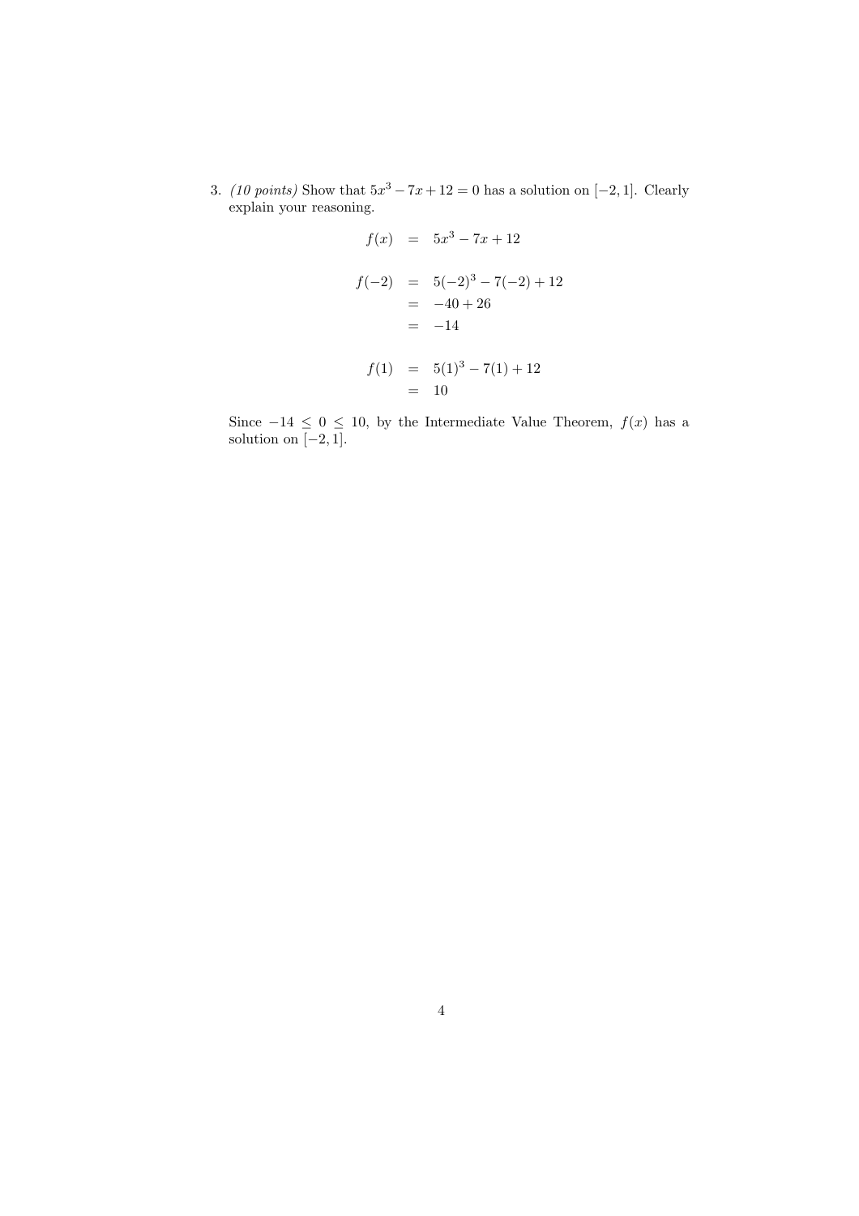3. *(10 points)* Show that $5x^3 - 7x + 12 = 0$ has a solution on $[-2, 1]$. Clearly explain your reasoning.

$$
\begin{aligned}
f(x) &= 5x^3 - 7x + 12 \\
\\
f(-2) &= 5(-2)^3 - 7(-2) + 12 \\
&= -40 + 26 \\
&= -14 \\
\\
f(1) &= 5(1)^3 - 7(1) + 12 \\
&= 10
\end{aligned}
$$

Since $-14 \leq 0 \leq 10$, by the Intermediate Value Theorem, $f(x)$ has a solution on $[-2, 1]$.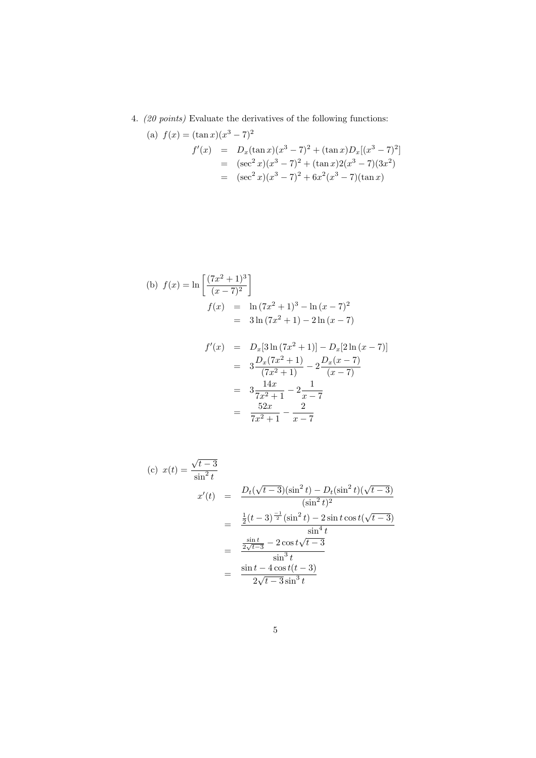4. *(20 points)* Evaluate the derivatives of the following functions:

(a) $f(x) = (\tan x)(x^3 - 7)^2$

$$
\begin{aligned}
f'(x) &= D_x(\tan x)(x^3-7)^2 + (\tan x)D_x[(x^3-7)^2] \\
&= (\sec^2 x)(x^3-7)^2 + (\tan x)2(x^3-7)(3x^2) \\
&= (\sec^2 x)(x^3-7)^2 + 6x^2(x^3-7)(\tan x)
\end{aligned}
$$

(b) $f(x) = \ln\left[\dfrac{(7x^2+1)^3}{(x-7)^2}\right]$

$$
\begin{aligned}
f(x) &= \ln(7x^2+1)^3 - \ln(x-7)^2 \\
&= 3\ln(7x^2+1) - 2\ln(x-7)
\end{aligned}
$$

$$
\begin{aligned}
f'(x) &= D_x[3\ln(7x^2+1)] - D_x[2\ln(x-7)] \\
&= 3\frac{D_x(7x^2+1)}{(7x^2+1)} - 2\frac{D_x(x-7)}{(x-7)} \\
&= 3\frac{14x}{7x^2+1} - 2\frac{1}{x-7} \\
&= \frac{52x}{7x^2+1} - \frac{2}{x-7}
\end{aligned}
$$

(c) $x(t) = \dfrac{\sqrt{t-3}}{\sin^2 t}$

$$
\begin{aligned}
x'(t) &= \frac{D_t(\sqrt{t-3})(\sin^2 t) - D_t(\sin^2 t)(\sqrt{t-3})}{(\sin^2 t)^2} \\
&= \frac{\frac{1}{2}(t-3)^{\frac{-1}{2}}(\sin^2 t) - 2\sin t\cos t(\sqrt{t-3})}{\sin^4 t} \\
&= \frac{\frac{\sin t}{2\sqrt{t-3}} - 2\cos t\sqrt{t-3}}{\sin^3 t} \\
&= \frac{\sin t - 4\cos t(t-3)}{2\sqrt{t-3}\sin^3 t}
\end{aligned}
$$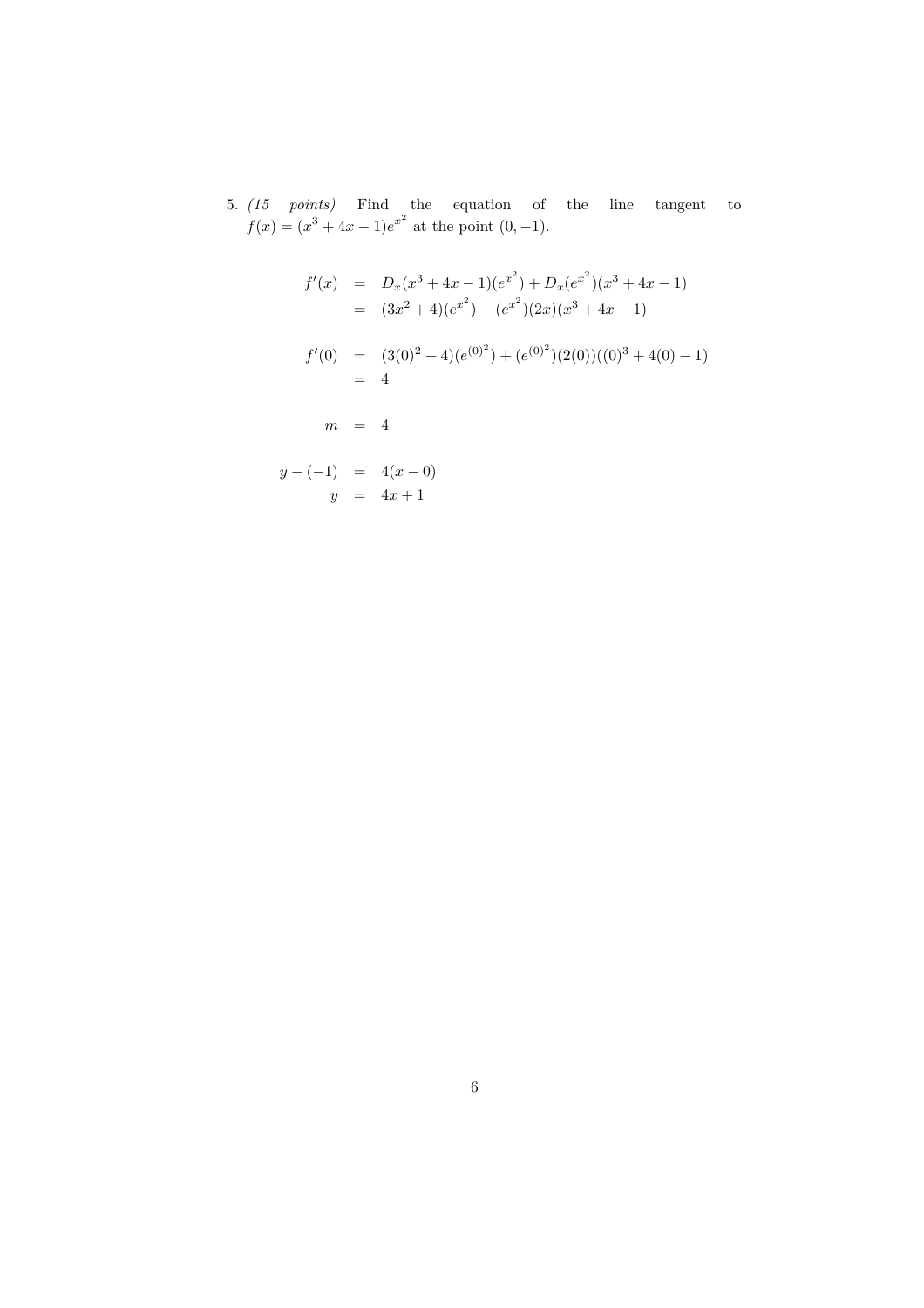5. *(15 points)* Find the equation of the line tangent to $f(x) = (x^3 + 4x - 1)e^{x^2}$ at the point $(0, -1)$.

$$
\begin{aligned}
f'(x) &= D_x(x^3 + 4x - 1)(e^{x^2}) + D_x(e^{x^2})(x^3 + 4x - 1) \\
&= (3x^2 + 4)(e^{x^2}) + (e^{x^2})(2x)(x^3 + 4x - 1)
\end{aligned}
$$

$$
\begin{aligned}
f'(0) &= (3(0)^2 + 4)(e^{(0)^2}) + (e^{(0)^2})(2(0))((0)^3 + 4(0) - 1) \\
&= 4
\end{aligned}
$$

$$
m = 4
$$

$$
\begin{aligned}
y - (-1) &= 4(x - 0) \\
y &= 4x + 1
\end{aligned}
$$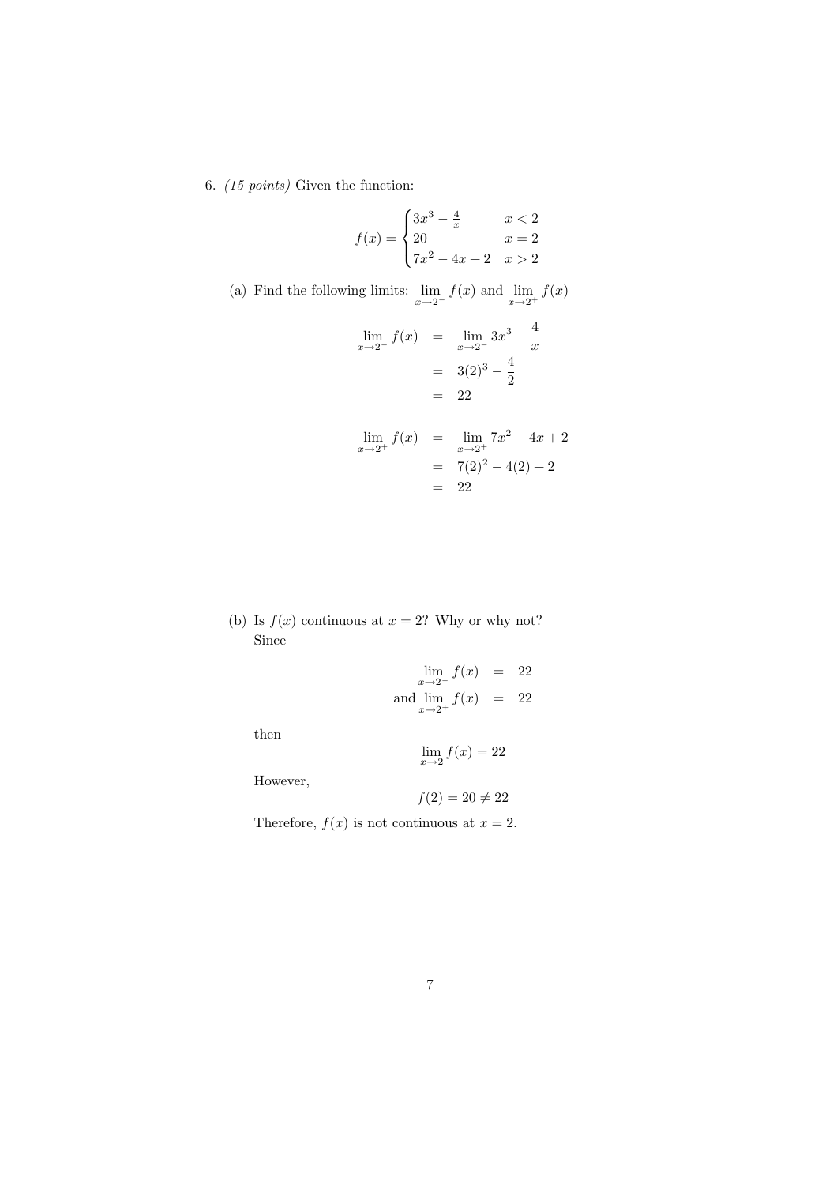6. *(15 points)* Given the function:

$$f(x) = \begin{cases} 3x^3 - \frac{4}{x} & x < 2 \\ 20 & x = 2 \\ 7x^2 - 4x + 2 & x > 2 \end{cases}$$

(a) Find the following limits: $\lim_{x \to 2^-} f(x)$ and $\lim_{x \to 2^+} f(x)$

$$\begin{aligned} \lim_{x \to 2^-} f(x) &= \lim_{x \to 2^-} 3x^3 - \frac{4}{x} \\ &= 3(2)^3 - \frac{4}{2} \\ &= 22 \end{aligned}$$

$$\begin{aligned} \lim_{x \to 2^+} f(x) &= \lim_{x \to 2^+} 7x^2 - 4x + 2 \\ &= 7(2)^2 - 4(2) + 2 \\ &= 22 \end{aligned}$$

(b) Is $f(x)$ continuous at $x = 2$? Why or why not?
Since

$$\begin{aligned} \lim_{x \to 2^-} f(x) &= 22 \\ \text{and } \lim_{x \to 2^+} f(x) &= 22 \end{aligned}$$

then

$$\lim_{x \to 2} f(x) = 22$$

However,

$$f(2) = 20 \neq 22$$

Therefore, $f(x)$ is not continuous at $x = 2$.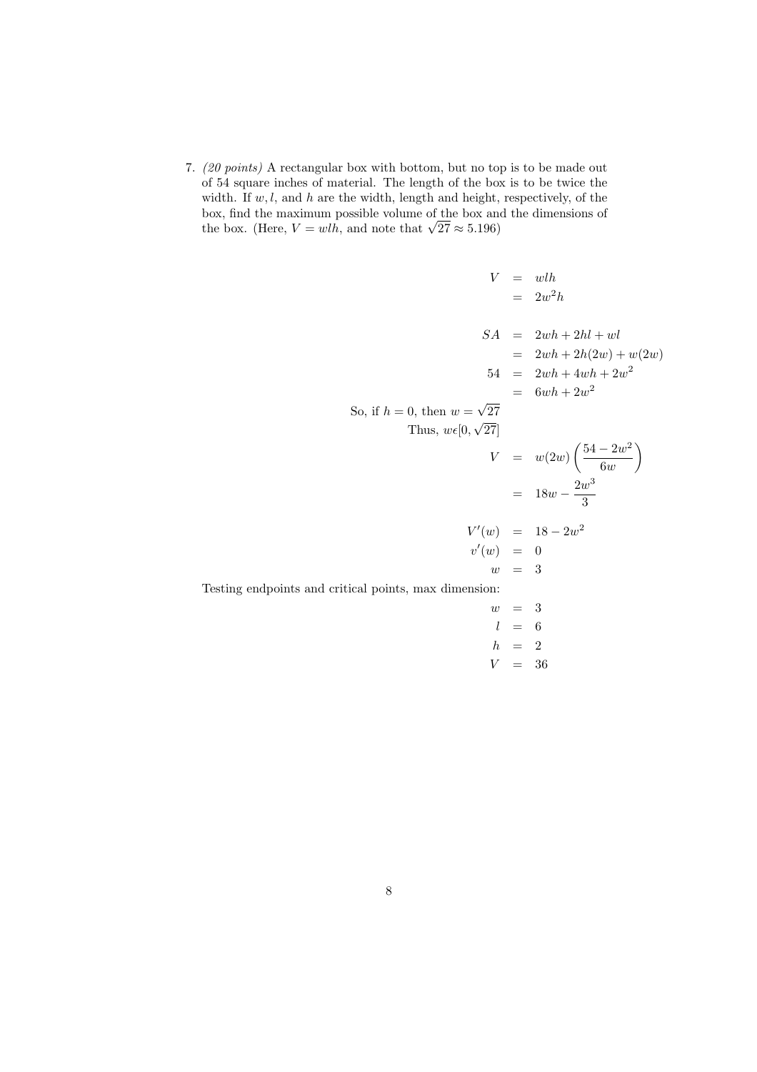7. *(20 points)* A rectangular box with bottom, but no top is to be made out of 54 square inches of material. The length of the box is to be twice the width. If $w, l$, and $h$ are the width, length and height, respectively, of the box, find the maximum possible volume of the box and the dimensions of the box. (Here, $V = wlh$, and note that $\sqrt{27} \approx 5.196$)

$$
\begin{aligned}
V &= wlh \\
&= 2w^2h
\end{aligned}
$$

$$
\begin{aligned}
SA &= 2wh + 2hl + wl \\
&= 2wh + 2h(2w) + w(2w) \\
54 &= 2wh + 4wh + 2w^2 \\
&= 6wh + 2w^2
\end{aligned}
$$

So, if $h = 0$, then $w = \sqrt{27}$

Thus, $w \epsilon [0, \sqrt{27}]$

$$
\begin{aligned}
V &= w(2w)\left(\frac{54 - 2w^2}{6w}\right) \\
&= 18w - \frac{2w^3}{3}
\end{aligned}
$$

$$
\begin{aligned}
V'(w) &= 18 - 2w^2 \\
v'(w) &= 0 \\
w &= 3
\end{aligned}
$$

Testing endpoints and critical points, max dimension:

$$
\begin{aligned}
w &= 3 \\
l &= 6 \\
h &= 2 \\
V &= 36
\end{aligned}
$$